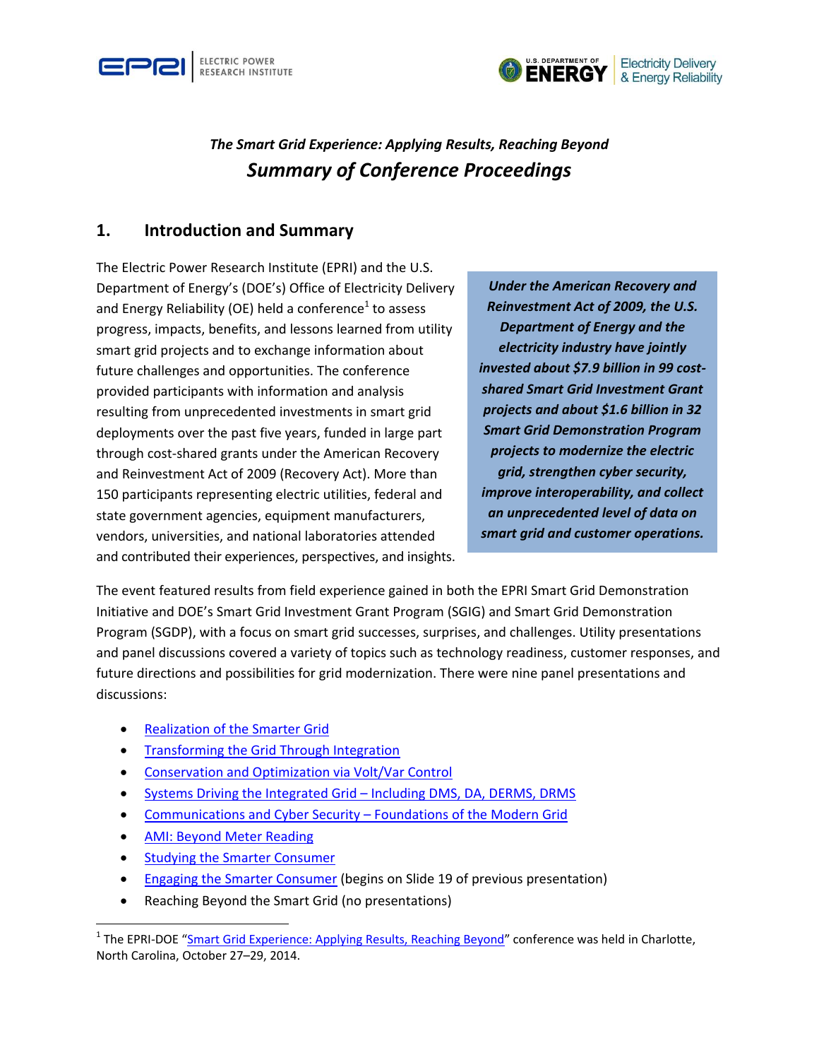*The Smart Grid Experience: Applying Results, Reaching Beyond*

# *Summary of Conference Proceedings*

## 1. Introduction and Summary

The Electric Power Research Institute (EPRI) and the U.S. Department of Energy's (DOE's) Office of Electricity Delivery and Energy Reliability (OE) held a conference[1] to assess progress, impacts, benefits, and lessons learned from utility smart grid projects and to exchange information about future challenges and opportunities. The conference provided participants with information and analysis resulting from unprecedented investments in smart grid deployments over the past five years, funded in large part through cost-shared grants under the American Recovery and Reinvestment Act of 2009 (Recovery Act). More than 150 participants representing electric utilities, federal and state government agencies, equipment manufacturers, vendors, universities, and national laboratories attended and contributed their experiences, perspectives, and insights.

***Under the American Recovery and Reinvestment Act of 2009, the U.S. Department of Energy and the electricity industry have jointly invested about $7.9 billion in 99 cost-shared Smart Grid Investment Grant projects and about $1.6 billion in 32 Smart Grid Demonstration Program projects to modernize the electric grid, strengthen cyber security, improve interoperability, and collect an unprecedented level of data on smart grid and customer operations.***

The event featured results from field experience gained in both the EPRI Smart Grid Demonstration Initiative and DOE's Smart Grid Investment Grant Program (SGIG) and Smart Grid Demonstration Program (SGDP), with a focus on smart grid successes, surprises, and challenges. Utility presentations and panel discussions covered a variety of topics such as technology readiness, customer responses, and future directions and possibilities for grid modernization. There were nine panel presentations and discussions:

- Realization of the Smarter Grid
- Transforming the Grid Through Integration
- Conservation and Optimization via Volt/Var Control
- Systems Driving the Integrated Grid – Including DMS, DA, DERMS, DRMS
- Communications and Cyber Security – Foundations of the Modern Grid
- AMI: Beyond Meter Reading
- Studying the Smarter Consumer
- Engaging the Smarter Consumer (begins on Slide 19 of previous presentation)
- Reaching Beyond the Smart Grid (no presentations)

---

[1] The EPRI-DOE "Smart Grid Experience: Applying Results, Reaching Beyond" conference was held in Charlotte, North Carolina, October 27–29, 2014.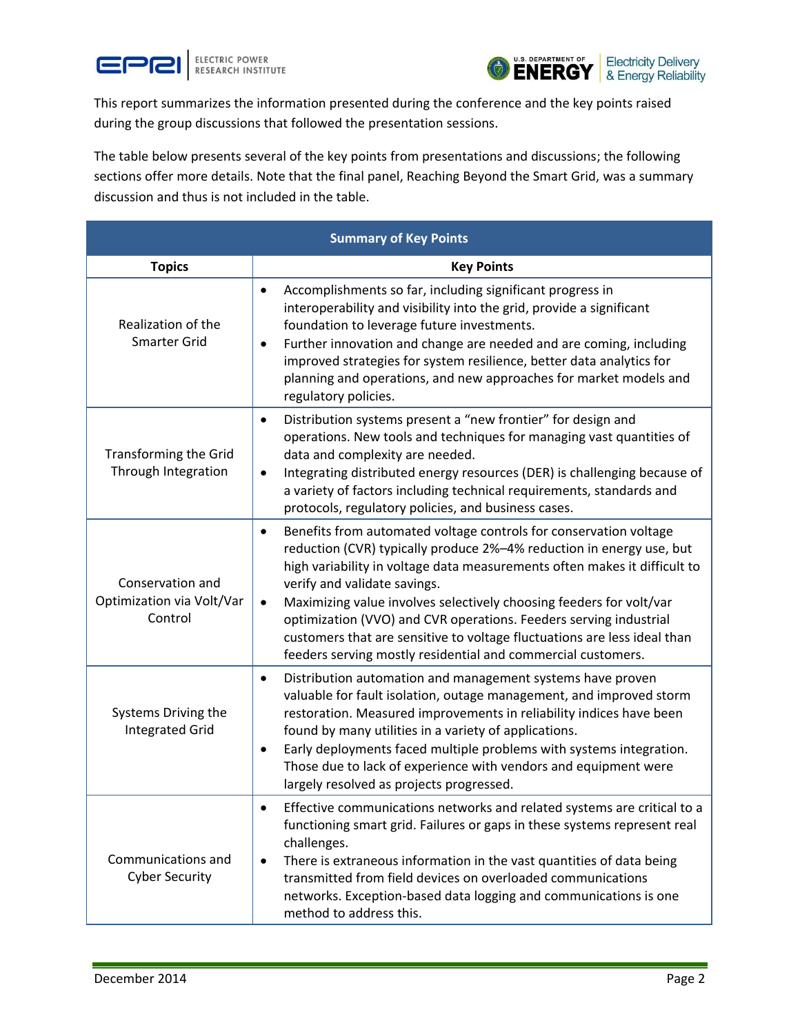This report summarizes the information presented during the conference and the key points raised during the group discussions that followed the presentation sessions.

The table below presents several of the key points from presentations and discussions; the following sections offer more details. Note that the final panel, Reaching Beyond the Smart Grid, was a summary discussion and thus is not included in the table.

**Summary of Key Points**

| Topics | Key Points |
|---|---|
| Realization of the Smarter Grid | • Accomplishments so far, including significant progress in interoperability and visibility into the grid, provide a significant foundation to leverage future investments.<br>• Further innovation and change are needed and are coming, including improved strategies for system resilience, better data analytics for planning and operations, and new approaches for market models and regulatory policies. |
| Transforming the Grid Through Integration | • Distribution systems present a "new frontier" for design and operations. New tools and techniques for managing vast quantities of data and complexity are needed.<br>• Integrating distributed energy resources (DER) is challenging because of a variety of factors including technical requirements, standards and protocols, regulatory policies, and business cases. |
| Conservation and Optimization via Volt/Var Control | • Benefits from automated voltage controls for conservation voltage reduction (CVR) typically produce 2%–4% reduction in energy use, but high variability in voltage data measurements often makes it difficult to verify and validate savings.<br>• Maximizing value involves selectively choosing feeders for volt/var optimization (VVO) and CVR operations. Feeders serving industrial customers that are sensitive to voltage fluctuations are less ideal than feeders serving mostly residential and commercial customers. |
| Systems Driving the Integrated Grid | • Distribution automation and management systems have proven valuable for fault isolation, outage management, and improved storm restoration. Measured improvements in reliability indices have been found by many utilities in a variety of applications.<br>• Early deployments faced multiple problems with systems integration. Those due to lack of experience with vendors and equipment were largely resolved as projects progressed. |
| Communications and Cyber Security | • Effective communications networks and related systems are critical to a functioning smart grid. Failures or gaps in these systems represent real challenges.<br>• There is extraneous information in the vast quantities of data being transmitted from field devices on overloaded communications networks. Exception-based data logging and communications is one method to address this. |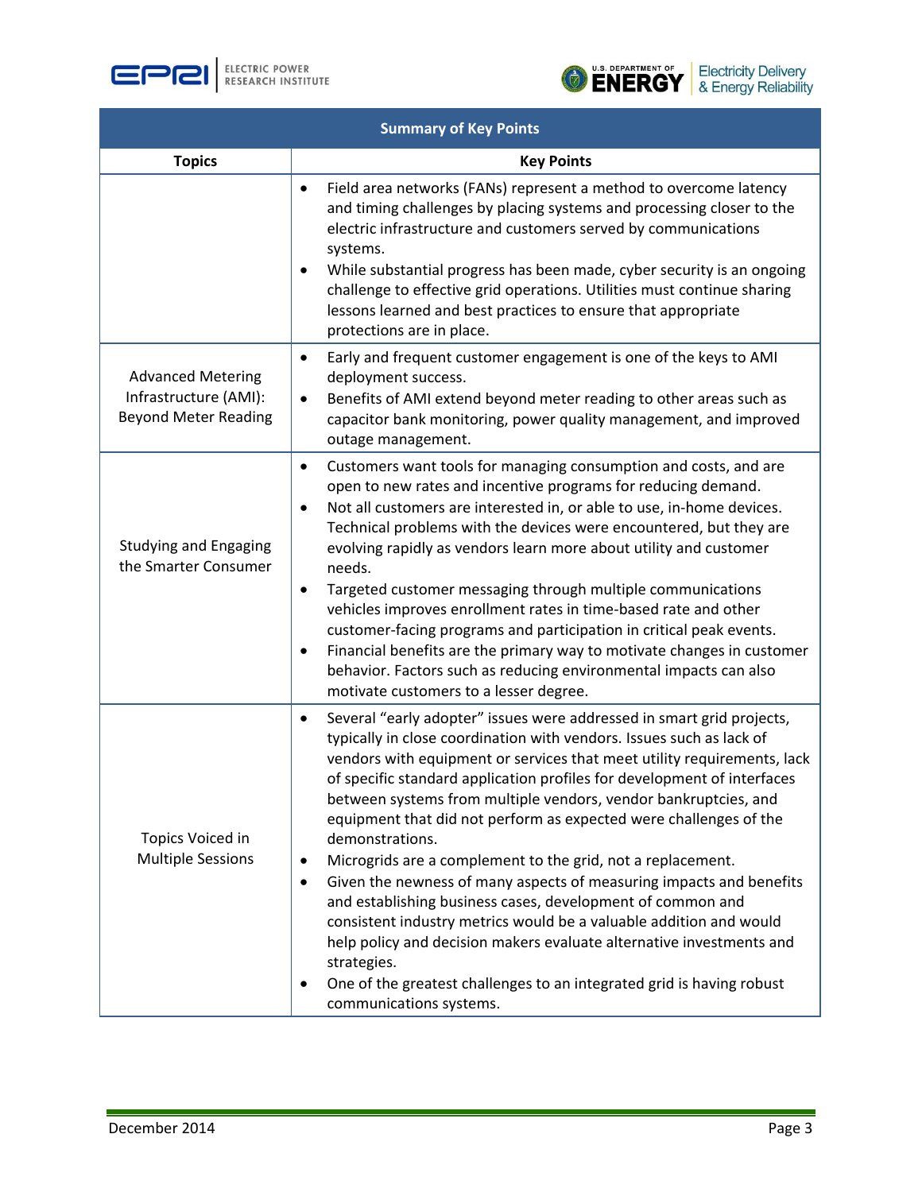| Summary of Key Points | |
|---|---|
| **Topics** | **Key Points** |
| | • Field area networks (FANs) represent a method to overcome latency and timing challenges by placing systems and processing closer to the electric infrastructure and customers served by communications systems.<br>• While substantial progress has been made, cyber security is an ongoing challenge to effective grid operations. Utilities must continue sharing lessons learned and best practices to ensure that appropriate protections are in place. |
| Advanced Metering Infrastructure (AMI): Beyond Meter Reading | • Early and frequent customer engagement is one of the keys to AMI deployment success.<br>• Benefits of AMI extend beyond meter reading to other areas such as capacitor bank monitoring, power quality management, and improved outage management. |
| Studying and Engaging the Smarter Consumer | • Customers want tools for managing consumption and costs, and are open to new rates and incentive programs for reducing demand.<br>• Not all customers are interested in, or able to use, in-home devices. Technical problems with the devices were encountered, but they are evolving rapidly as vendors learn more about utility and customer needs.<br>• Targeted customer messaging through multiple communications vehicles improves enrollment rates in time-based rate and other customer-facing programs and participation in critical peak events.<br>• Financial benefits are the primary way to motivate changes in customer behavior. Factors such as reducing environmental impacts can also motivate customers to a lesser degree. |
| Topics Voiced in Multiple Sessions | • Several "early adopter" issues were addressed in smart grid projects, typically in close coordination with vendors. Issues such as lack of vendors with equipment or services that meet utility requirements, lack of specific standard application profiles for development of interfaces between systems from multiple vendors, vendor bankruptcies, and equipment that did not perform as expected were challenges of the demonstrations.<br>• Microgrids are a complement to the grid, not a replacement.<br>• Given the newness of many aspects of measuring impacts and benefits and establishing business cases, development of common and consistent industry metrics would be a valuable addition and would help policy and decision makers evaluate alternative investments and strategies.<br>• One of the greatest challenges to an integrated grid is having robust communications systems. |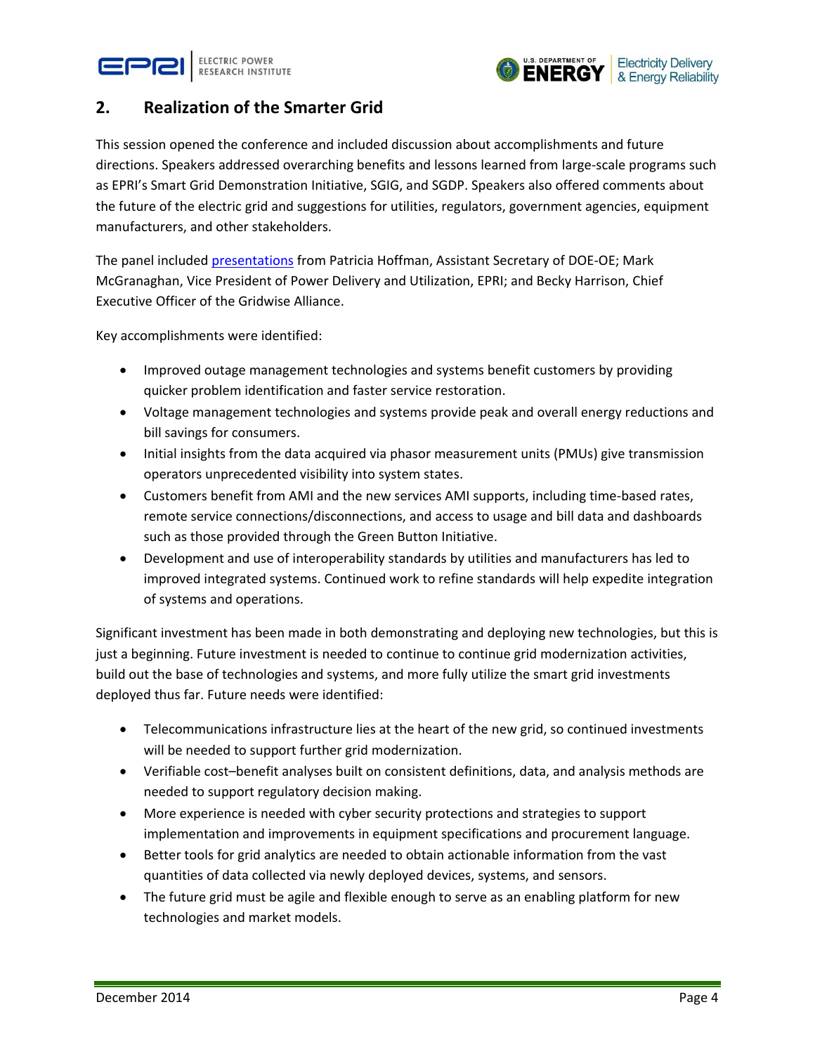## 2. Realization of the Smarter Grid

This session opened the conference and included discussion about accomplishments and future directions. Speakers addressed overarching benefits and lessons learned from large-scale programs such as EPRI's Smart Grid Demonstration Initiative, SGIG, and SGDP. Speakers also offered comments about the future of the electric grid and suggestions for utilities, regulators, government agencies, equipment manufacturers, and other stakeholders.

The panel included presentations from Patricia Hoffman, Assistant Secretary of DOE-OE; Mark McGranaghan, Vice President of Power Delivery and Utilization, EPRI; and Becky Harrison, Chief Executive Officer of the Gridwise Alliance.

Key accomplishments were identified:

- Improved outage management technologies and systems benefit customers by providing quicker problem identification and faster service restoration.
- Voltage management technologies and systems provide peak and overall energy reductions and bill savings for consumers.
- Initial insights from the data acquired via phasor measurement units (PMUs) give transmission operators unprecedented visibility into system states.
- Customers benefit from AMI and the new services AMI supports, including time-based rates, remote service connections/disconnections, and access to usage and bill data and dashboards such as those provided through the Green Button Initiative.
- Development and use of interoperability standards by utilities and manufacturers has led to improved integrated systems. Continued work to refine standards will help expedite integration of systems and operations.

Significant investment has been made in both demonstrating and deploying new technologies, but this is just a beginning. Future investment is needed to continue to continue grid modernization activities, build out the base of technologies and systems, and more fully utilize the smart grid investments deployed thus far. Future needs were identified:

- Telecommunications infrastructure lies at the heart of the new grid, so continued investments will be needed to support further grid modernization.
- Verifiable cost–benefit analyses built on consistent definitions, data, and analysis methods are needed to support regulatory decision making.
- More experience is needed with cyber security protections and strategies to support implementation and improvements in equipment specifications and procurement language.
- Better tools for grid analytics are needed to obtain actionable information from the vast quantities of data collected via newly deployed devices, systems, and sensors.
- The future grid must be agile and flexible enough to serve as an enabling platform for new technologies and market models.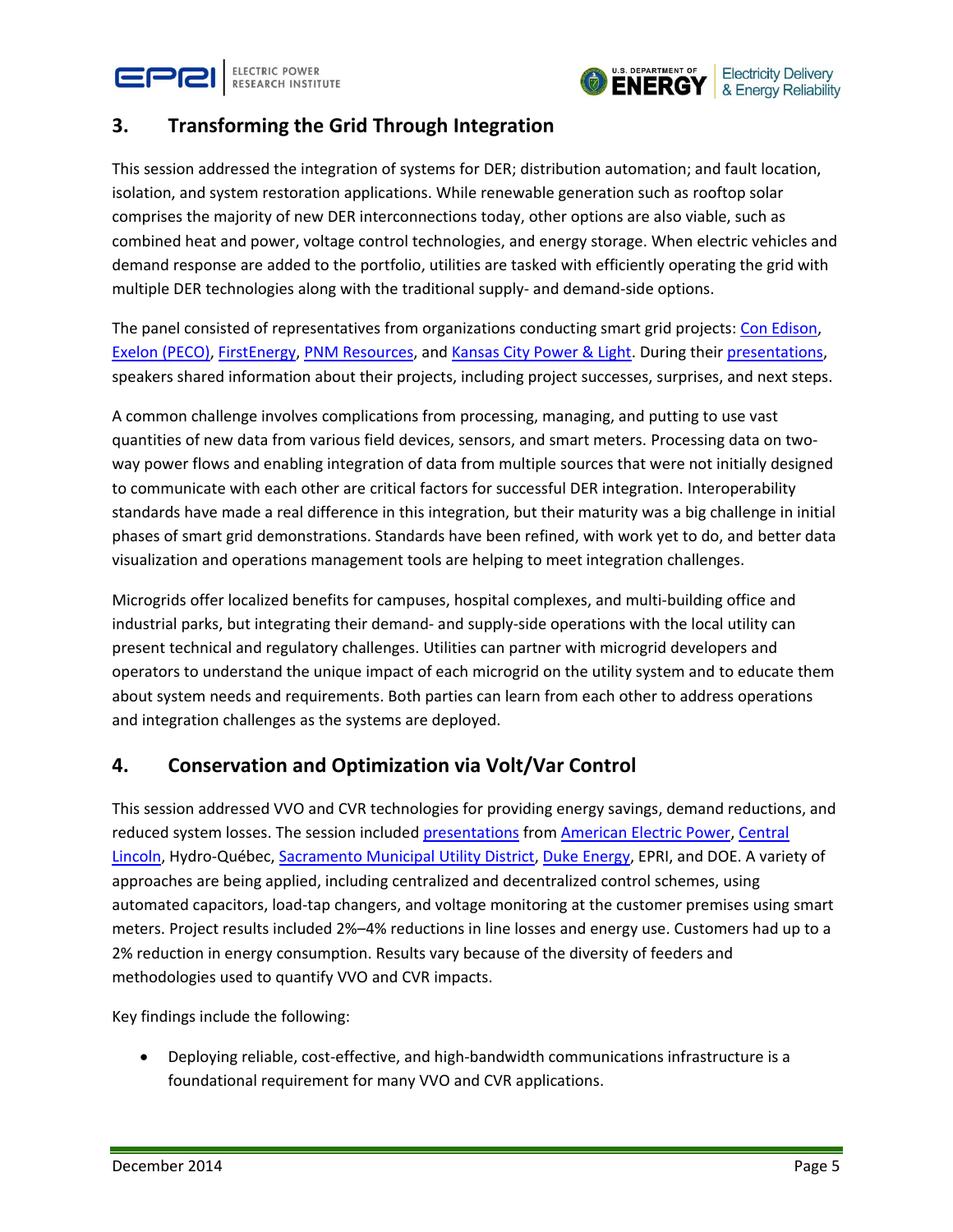## 3. Transforming the Grid Through Integration

This session addressed the integration of systems for DER; distribution automation; and fault location, isolation, and system restoration applications. While renewable generation such as rooftop solar comprises the majority of new DER interconnections today, other options are also viable, such as combined heat and power, voltage control technologies, and energy storage. When electric vehicles and demand response are added to the portfolio, utilities are tasked with efficiently operating the grid with multiple DER technologies along with the traditional supply- and demand-side options.

The panel consisted of representatives from organizations conducting smart grid projects: Con Edison, Exelon (PECO), FirstEnergy, PNM Resources, and Kansas City Power & Light. During their presentations, speakers shared information about their projects, including project successes, surprises, and next steps.

A common challenge involves complications from processing, managing, and putting to use vast quantities of new data from various field devices, sensors, and smart meters. Processing data on two-way power flows and enabling integration of data from multiple sources that were not initially designed to communicate with each other are critical factors for successful DER integration. Interoperability standards have made a real difference in this integration, but their maturity was a big challenge in initial phases of smart grid demonstrations. Standards have been refined, with work yet to do, and better data visualization and operations management tools are helping to meet integration challenges.

Microgrids offer localized benefits for campuses, hospital complexes, and multi-building office and industrial parks, but integrating their demand- and supply-side operations with the local utility can present technical and regulatory challenges. Utilities can partner with microgrid developers and operators to understand the unique impact of each microgrid on the utility system and to educate them about system needs and requirements. Both parties can learn from each other to address operations and integration challenges as the systems are deployed.

## 4. Conservation and Optimization via Volt/Var Control

This session addressed VVO and CVR technologies for providing energy savings, demand reductions, and reduced system losses. The session included presentations from American Electric Power, Central Lincoln, Hydro-Québec, Sacramento Municipal Utility District, Duke Energy, EPRI, and DOE. A variety of approaches are being applied, including centralized and decentralized control schemes, using automated capacitors, load-tap changers, and voltage monitoring at the customer premises using smart meters. Project results included 2%–4% reductions in line losses and energy use. Customers had up to a 2% reduction in energy consumption. Results vary because of the diversity of feeders and methodologies used to quantify VVO and CVR impacts.

Key findings include the following:

- Deploying reliable, cost-effective, and high-bandwidth communications infrastructure is a foundational requirement for many VVO and CVR applications.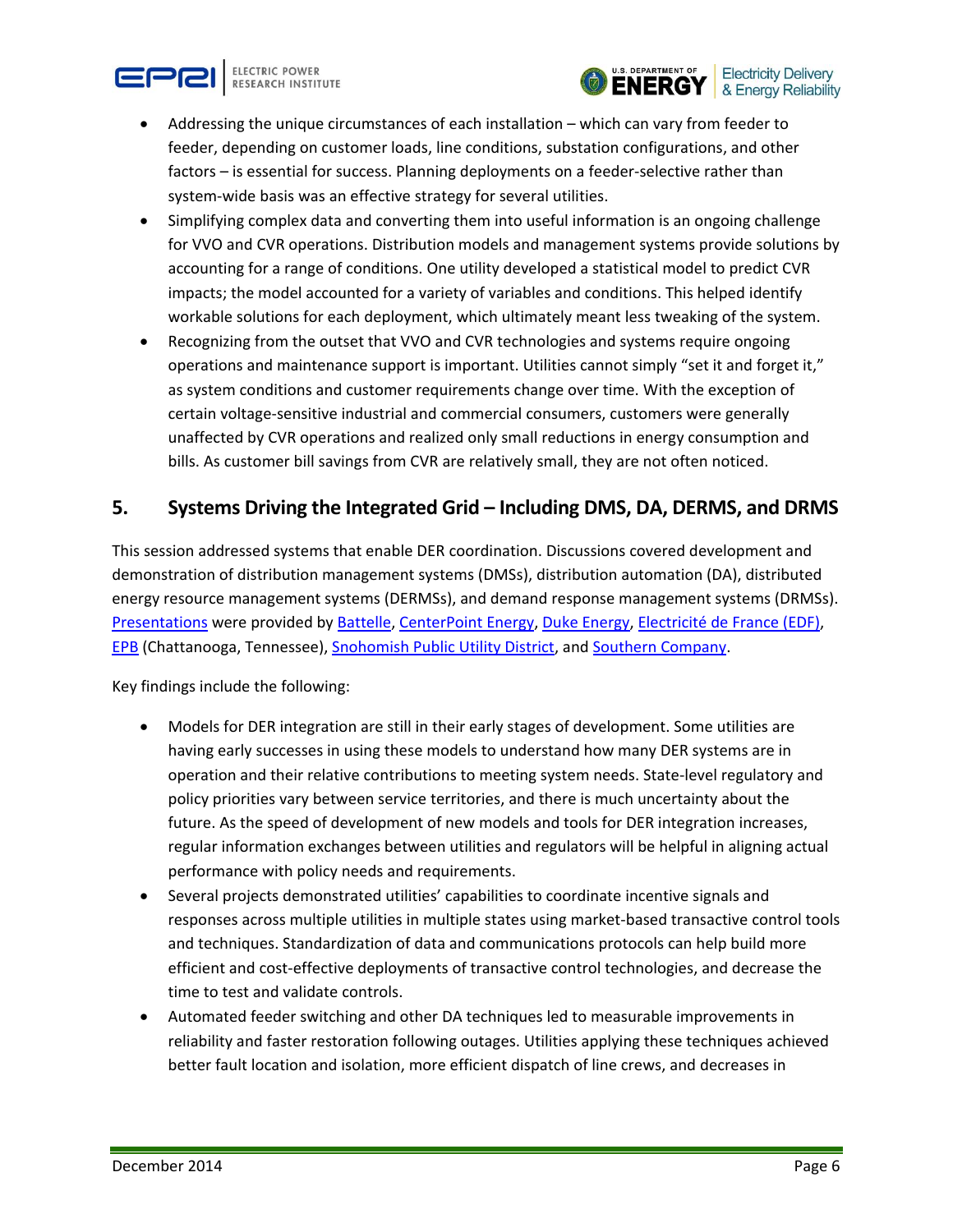- Addressing the unique circumstances of each installation – which can vary from feeder to feeder, depending on customer loads, line conditions, substation configurations, and other factors – is essential for success. Planning deployments on a feeder-selective rather than system-wide basis was an effective strategy for several utilities.
- Simplifying complex data and converting them into useful information is an ongoing challenge for VVO and CVR operations. Distribution models and management systems provide solutions by accounting for a range of conditions. One utility developed a statistical model to predict CVR impacts; the model accounted for a variety of variables and conditions. This helped identify workable solutions for each deployment, which ultimately meant less tweaking of the system.
- Recognizing from the outset that VVO and CVR technologies and systems require ongoing operations and maintenance support is important. Utilities cannot simply "set it and forget it," as system conditions and customer requirements change over time. With the exception of certain voltage-sensitive industrial and commercial consumers, customers were generally unaffected by CVR operations and realized only small reductions in energy consumption and bills. As customer bill savings from CVR are relatively small, they are not often noticed.

## 5. Systems Driving the Integrated Grid – Including DMS, DA, DERMS, and DRMS

This session addressed systems that enable DER coordination. Discussions covered development and demonstration of distribution management systems (DMSs), distribution automation (DA), distributed energy resource management systems (DERMSs), and demand response management systems (DRMSs). Presentations were provided by Battelle, CenterPoint Energy, Duke Energy, Electricité de France (EDF), EPB (Chattanooga, Tennessee), Snohomish Public Utility District, and Southern Company.

Key findings include the following:

- Models for DER integration are still in their early stages of development. Some utilities are having early successes in using these models to understand how many DER systems are in operation and their relative contributions to meeting system needs. State-level regulatory and policy priorities vary between service territories, and there is much uncertainty about the future. As the speed of development of new models and tools for DER integration increases, regular information exchanges between utilities and regulators will be helpful in aligning actual performance with policy needs and requirements.
- Several projects demonstrated utilities' capabilities to coordinate incentive signals and responses across multiple utilities in multiple states using market-based transactive control tools and techniques. Standardization of data and communications protocols can help build more efficient and cost-effective deployments of transactive control technologies, and decrease the time to test and validate controls.
- Automated feeder switching and other DA techniques led to measurable improvements in reliability and faster restoration following outages. Utilities applying these techniques achieved better fault location and isolation, more efficient dispatch of line crews, and decreases in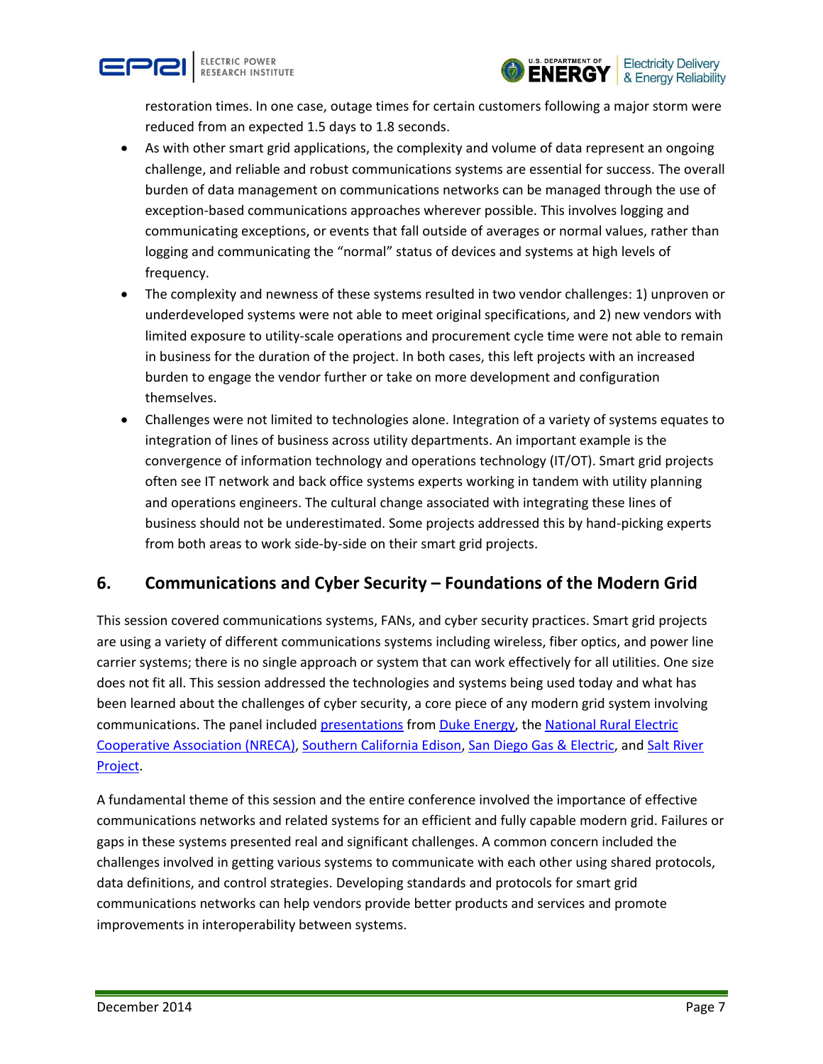restoration times. In one case, outage times for certain customers following a major storm were reduced from an expected 1.5 days to 1.8 seconds.

- As with other smart grid applications, the complexity and volume of data represent an ongoing challenge, and reliable and robust communications systems are essential for success. The overall burden of data management on communications networks can be managed through the use of exception-based communications approaches wherever possible. This involves logging and communicating exceptions, or events that fall outside of averages or normal values, rather than logging and communicating the "normal" status of devices and systems at high levels of frequency.
- The complexity and newness of these systems resulted in two vendor challenges: 1) unproven or underdeveloped systems were not able to meet original specifications, and 2) new vendors with limited exposure to utility-scale operations and procurement cycle time were not able to remain in business for the duration of the project. In both cases, this left projects with an increased burden to engage the vendor further or take on more development and configuration themselves.
- Challenges were not limited to technologies alone. Integration of a variety of systems equates to integration of lines of business across utility departments. An important example is the convergence of information technology and operations technology (IT/OT). Smart grid projects often see IT network and back office systems experts working in tandem with utility planning and operations engineers. The cultural change associated with integrating these lines of business should not be underestimated. Some projects addressed this by hand-picking experts from both areas to work side-by-side on their smart grid projects.

## 6. Communications and Cyber Security – Foundations of the Modern Grid

This session covered communications systems, FANs, and cyber security practices. Smart grid projects are using a variety of different communications systems including wireless, fiber optics, and power line carrier systems; there is no single approach or system that can work effectively for all utilities. One size does not fit all. This session addressed the technologies and systems being used today and what has been learned about the challenges of cyber security, a core piece of any modern grid system involving communications. The panel included presentations from Duke Energy, the National Rural Electric Cooperative Association (NRECA), Southern California Edison, San Diego Gas & Electric, and Salt River Project.

A fundamental theme of this session and the entire conference involved the importance of effective communications networks and related systems for an efficient and fully capable modern grid. Failures or gaps in these systems presented real and significant challenges. A common concern included the challenges involved in getting various systems to communicate with each other using shared protocols, data definitions, and control strategies. Developing standards and protocols for smart grid communications networks can help vendors provide better products and services and promote improvements in interoperability between systems.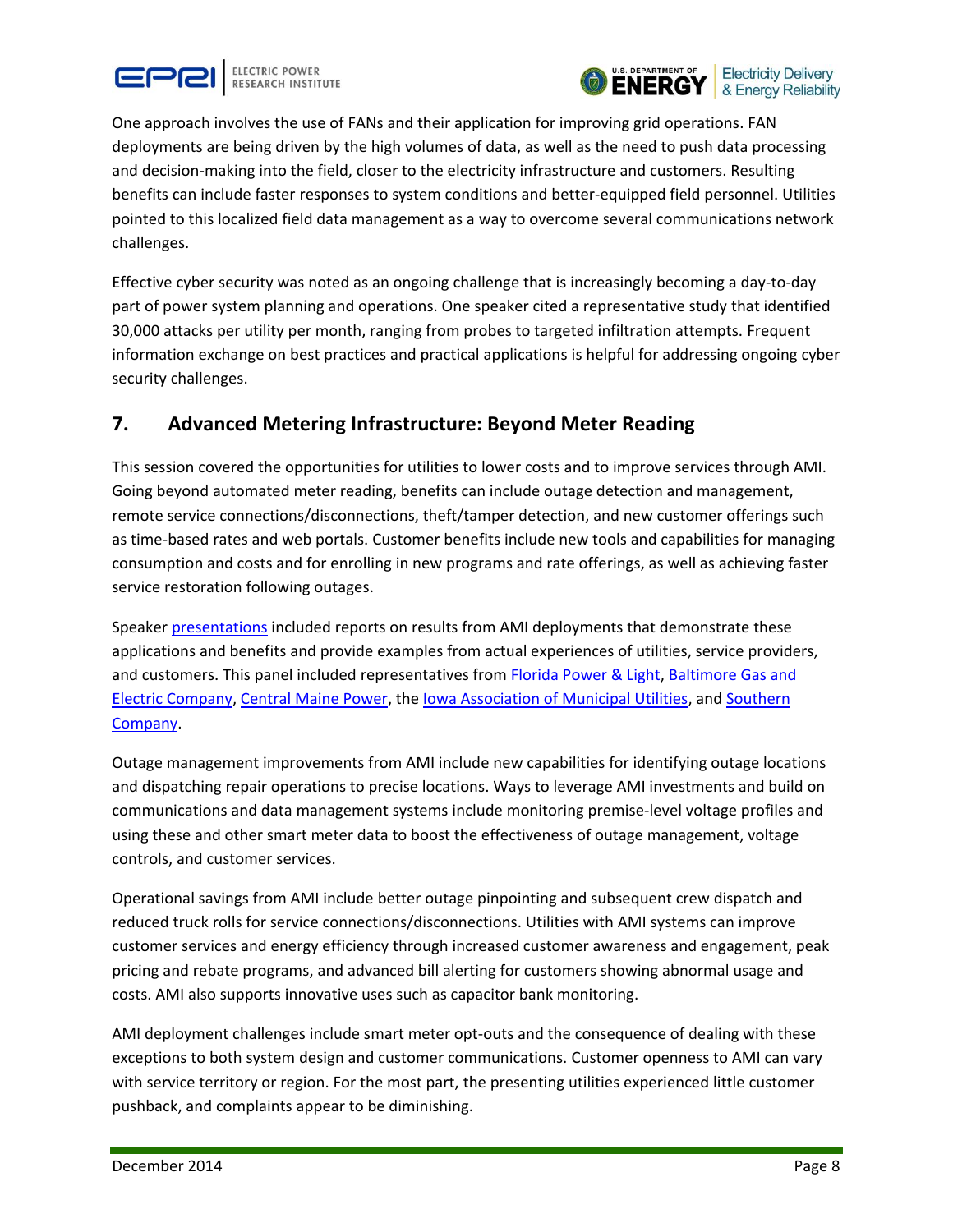One approach involves the use of FANs and their application for improving grid operations. FAN deployments are being driven by the high volumes of data, as well as the need to push data processing and decision-making into the field, closer to the electricity infrastructure and customers. Resulting benefits can include faster responses to system conditions and better-equipped field personnel. Utilities pointed to this localized field data management as a way to overcome several communications network challenges.

Effective cyber security was noted as an ongoing challenge that is increasingly becoming a day-to-day part of power system planning and operations. One speaker cited a representative study that identified 30,000 attacks per utility per month, ranging from probes to targeted infiltration attempts. Frequent information exchange on best practices and practical applications is helpful for addressing ongoing cyber security challenges.

## 7. Advanced Metering Infrastructure: Beyond Meter Reading

This session covered the opportunities for utilities to lower costs and to improve services through AMI. Going beyond automated meter reading, benefits can include outage detection and management, remote service connections/disconnections, theft/tamper detection, and new customer offerings such as time-based rates and web portals. Customer benefits include new tools and capabilities for managing consumption and costs and for enrolling in new programs and rate offerings, as well as achieving faster service restoration following outages.

Speaker presentations included reports on results from AMI deployments that demonstrate these applications and benefits and provide examples from actual experiences of utilities, service providers, and customers. This panel included representatives from Florida Power & Light, Baltimore Gas and Electric Company, Central Maine Power, the Iowa Association of Municipal Utilities, and Southern Company.

Outage management improvements from AMI include new capabilities for identifying outage locations and dispatching repair operations to precise locations. Ways to leverage AMI investments and build on communications and data management systems include monitoring premise-level voltage profiles and using these and other smart meter data to boost the effectiveness of outage management, voltage controls, and customer services.

Operational savings from AMI include better outage pinpointing and subsequent crew dispatch and reduced truck rolls for service connections/disconnections. Utilities with AMI systems can improve customer services and energy efficiency through increased customer awareness and engagement, peak pricing and rebate programs, and advanced bill alerting for customers showing abnormal usage and costs. AMI also supports innovative uses such as capacitor bank monitoring.

AMI deployment challenges include smart meter opt-outs and the consequence of dealing with these exceptions to both system design and customer communications. Customer openness to AMI can vary with service territory or region. For the most part, the presenting utilities experienced little customer pushback, and complaints appear to be diminishing.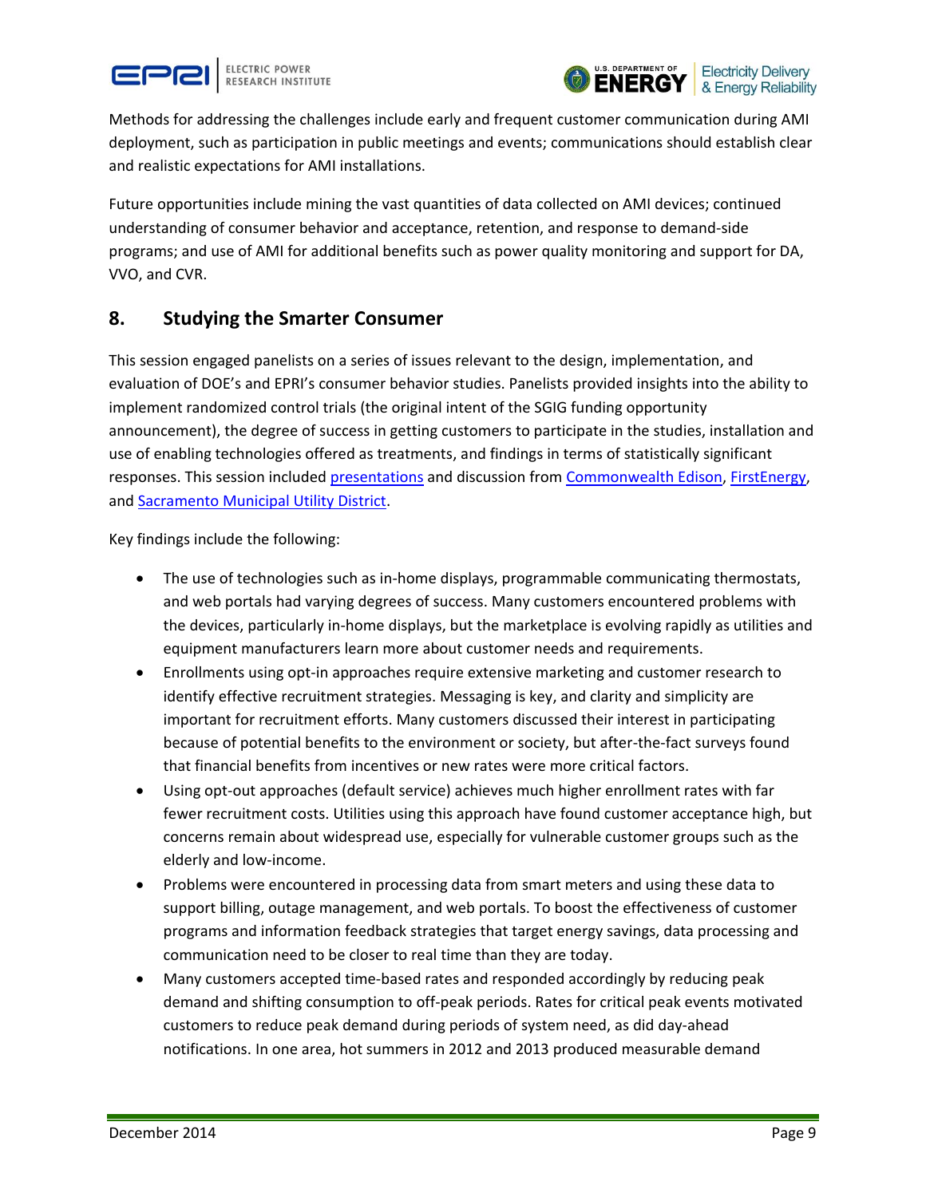Methods for addressing the challenges include early and frequent customer communication during AMI deployment, such as participation in public meetings and events; communications should establish clear and realistic expectations for AMI installations.

Future opportunities include mining the vast quantities of data collected on AMI devices; continued understanding of consumer behavior and acceptance, retention, and response to demand-side programs; and use of AMI for additional benefits such as power quality monitoring and support for DA, VVO, and CVR.

## 8. Studying the Smarter Consumer

This session engaged panelists on a series of issues relevant to the design, implementation, and evaluation of DOE's and EPRI's consumer behavior studies. Panelists provided insights into the ability to implement randomized control trials (the original intent of the SGIG funding opportunity announcement), the degree of success in getting customers to participate in the studies, installation and use of enabling technologies offered as treatments, and findings in terms of statistically significant responses. This session included presentations and discussion from Commonwealth Edison, FirstEnergy, and Sacramento Municipal Utility District.

Key findings include the following:

- The use of technologies such as in-home displays, programmable communicating thermostats, and web portals had varying degrees of success. Many customers encountered problems with the devices, particularly in-home displays, but the marketplace is evolving rapidly as utilities and equipment manufacturers learn more about customer needs and requirements.
- Enrollments using opt-in approaches require extensive marketing and customer research to identify effective recruitment strategies. Messaging is key, and clarity and simplicity are important for recruitment efforts. Many customers discussed their interest in participating because of potential benefits to the environment or society, but after-the-fact surveys found that financial benefits from incentives or new rates were more critical factors.
- Using opt-out approaches (default service) achieves much higher enrollment rates with far fewer recruitment costs. Utilities using this approach have found customer acceptance high, but concerns remain about widespread use, especially for vulnerable customer groups such as the elderly and low-income.
- Problems were encountered in processing data from smart meters and using these data to support billing, outage management, and web portals. To boost the effectiveness of customer programs and information feedback strategies that target energy savings, data processing and communication need to be closer to real time than they are today.
- Many customers accepted time-based rates and responded accordingly by reducing peak demand and shifting consumption to off-peak periods. Rates for critical peak events motivated customers to reduce peak demand during periods of system need, as did day-ahead notifications. In one area, hot summers in 2012 and 2013 produced measurable demand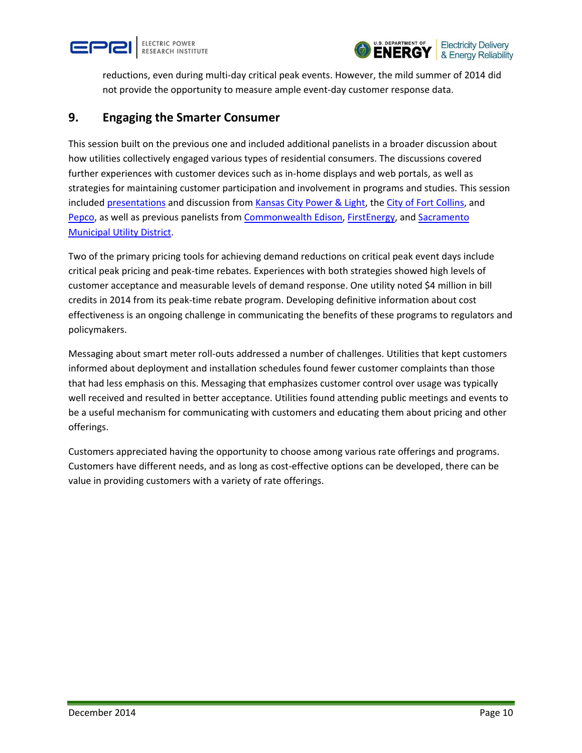reductions, even during multi-day critical peak events. However, the mild summer of 2014 did not provide the opportunity to measure ample event-day customer response data.

## 9. Engaging the Smarter Consumer

This session built on the previous one and included additional panelists in a broader discussion about how utilities collectively engaged various types of residential consumers. The discussions covered further experiences with customer devices such as in-home displays and web portals, as well as strategies for maintaining customer participation and involvement in programs and studies. This session included presentations and discussion from Kansas City Power & Light, the City of Fort Collins, and Pepco, as well as previous panelists from Commonwealth Edison, FirstEnergy, and Sacramento Municipal Utility District.

Two of the primary pricing tools for achieving demand reductions on critical peak event days include critical peak pricing and peak-time rebates. Experiences with both strategies showed high levels of customer acceptance and measurable levels of demand response. One utility noted $4 million in bill credits in 2014 from its peak-time rebate program. Developing definitive information about cost effectiveness is an ongoing challenge in communicating the benefits of these programs to regulators and policymakers.

Messaging about smart meter roll-outs addressed a number of challenges. Utilities that kept customers informed about deployment and installation schedules found fewer customer complaints than those that had less emphasis on this. Messaging that emphasizes customer control over usage was typically well received and resulted in better acceptance. Utilities found attending public meetings and events to be a useful mechanism for communicating with customers and educating them about pricing and other offerings.

Customers appreciated having the opportunity to choose among various rate offerings and programs. Customers have different needs, and as long as cost-effective options can be developed, there can be value in providing customers with a variety of rate offerings.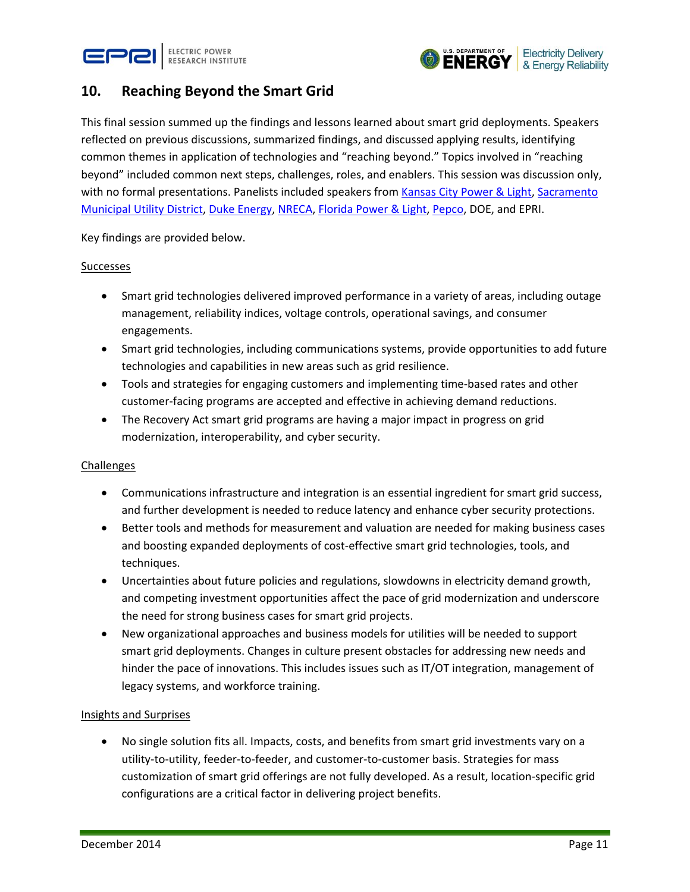## 10. Reaching Beyond the Smart Grid

This final session summed up the findings and lessons learned about smart grid deployments. Speakers reflected on previous discussions, summarized findings, and discussed applying results, identifying common themes in application of technologies and "reaching beyond." Topics involved in "reaching beyond" included common next steps, challenges, roles, and enablers. This session was discussion only, with no formal presentations. Panelists included speakers from Kansas City Power & Light, Sacramento Municipal Utility District, Duke Energy, NRECA, Florida Power & Light, Pepco, DOE, and EPRI.

Key findings are provided below.

Successes

- Smart grid technologies delivered improved performance in a variety of areas, including outage management, reliability indices, voltage controls, operational savings, and consumer engagements.
- Smart grid technologies, including communications systems, provide opportunities to add future technologies and capabilities in new areas such as grid resilience.
- Tools and strategies for engaging customers and implementing time-based rates and other customer-facing programs are accepted and effective in achieving demand reductions.
- The Recovery Act smart grid programs are having a major impact in progress on grid modernization, interoperability, and cyber security.

Challenges

- Communications infrastructure and integration is an essential ingredient for smart grid success, and further development is needed to reduce latency and enhance cyber security protections.
- Better tools and methods for measurement and valuation are needed for making business cases and boosting expanded deployments of cost-effective smart grid technologies, tools, and techniques.
- Uncertainties about future policies and regulations, slowdowns in electricity demand growth, and competing investment opportunities affect the pace of grid modernization and underscore the need for strong business cases for smart grid projects.
- New organizational approaches and business models for utilities will be needed to support smart grid deployments. Changes in culture present obstacles for addressing new needs and hinder the pace of innovations. This includes issues such as IT/OT integration, management of legacy systems, and workforce training.

Insights and Surprises

- No single solution fits all. Impacts, costs, and benefits from smart grid investments vary on a utility-to-utility, feeder-to-feeder, and customer-to-customer basis. Strategies for mass customization of smart grid offerings are not fully developed. As a result, location-specific grid configurations are a critical factor in delivering project benefits.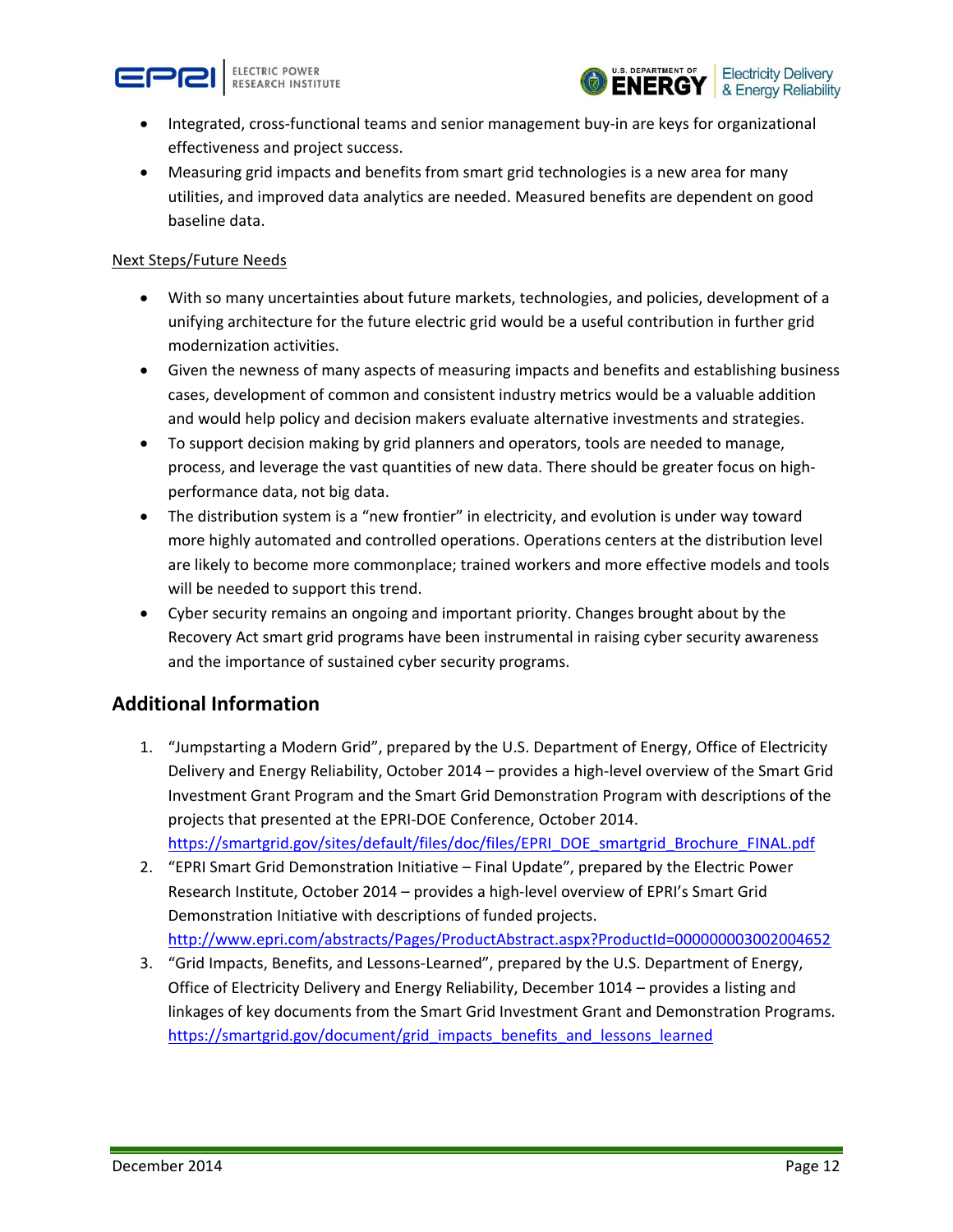- Integrated, cross-functional teams and senior management buy-in are keys for organizational effectiveness and project success.
- Measuring grid impacts and benefits from smart grid technologies is a new area for many utilities, and improved data analytics are needed. Measured benefits are dependent on good baseline data.

Next Steps/Future Needs

- With so many uncertainties about future markets, technologies, and policies, development of a unifying architecture for the future electric grid would be a useful contribution in further grid modernization activities.
- Given the newness of many aspects of measuring impacts and benefits and establishing business cases, development of common and consistent industry metrics would be a valuable addition and would help policy and decision makers evaluate alternative investments and strategies.
- To support decision making by grid planners and operators, tools are needed to manage, process, and leverage the vast quantities of new data. There should be greater focus on high-performance data, not big data.
- The distribution system is a "new frontier" in electricity, and evolution is under way toward more highly automated and controlled operations. Operations centers at the distribution level are likely to become more commonplace; trained workers and more effective models and tools will be needed to support this trend.
- Cyber security remains an ongoing and important priority. Changes brought about by the Recovery Act smart grid programs have been instrumental in raising cyber security awareness and the importance of sustained cyber security programs.

## Additional Information

1. "Jumpstarting a Modern Grid", prepared by the U.S. Department of Energy, Office of Electricity Delivery and Energy Reliability, October 2014 – provides a high-level overview of the Smart Grid Investment Grant Program and the Smart Grid Demonstration Program with descriptions of the projects that presented at the EPRI-DOE Conference, October 2014. https://smartgrid.gov/sites/default/files/doc/files/EPRI_DOE_smartgrid_Brochure_FINAL.pdf
2. "EPRI Smart Grid Demonstration Initiative – Final Update", prepared by the Electric Power Research Institute, October 2014 – provides a high-level overview of EPRI's Smart Grid Demonstration Initiative with descriptions of funded projects. http://www.epri.com/abstracts/Pages/ProductAbstract.aspx?ProductId=000000003002004652
3. "Grid Impacts, Benefits, and Lessons-Learned", prepared by the U.S. Department of Energy, Office of Electricity Delivery and Energy Reliability, December 1014 – provides a listing and linkages of key documents from the Smart Grid Investment Grant and Demonstration Programs. https://smartgrid.gov/document/grid_impacts_benefits_and_lessons_learned